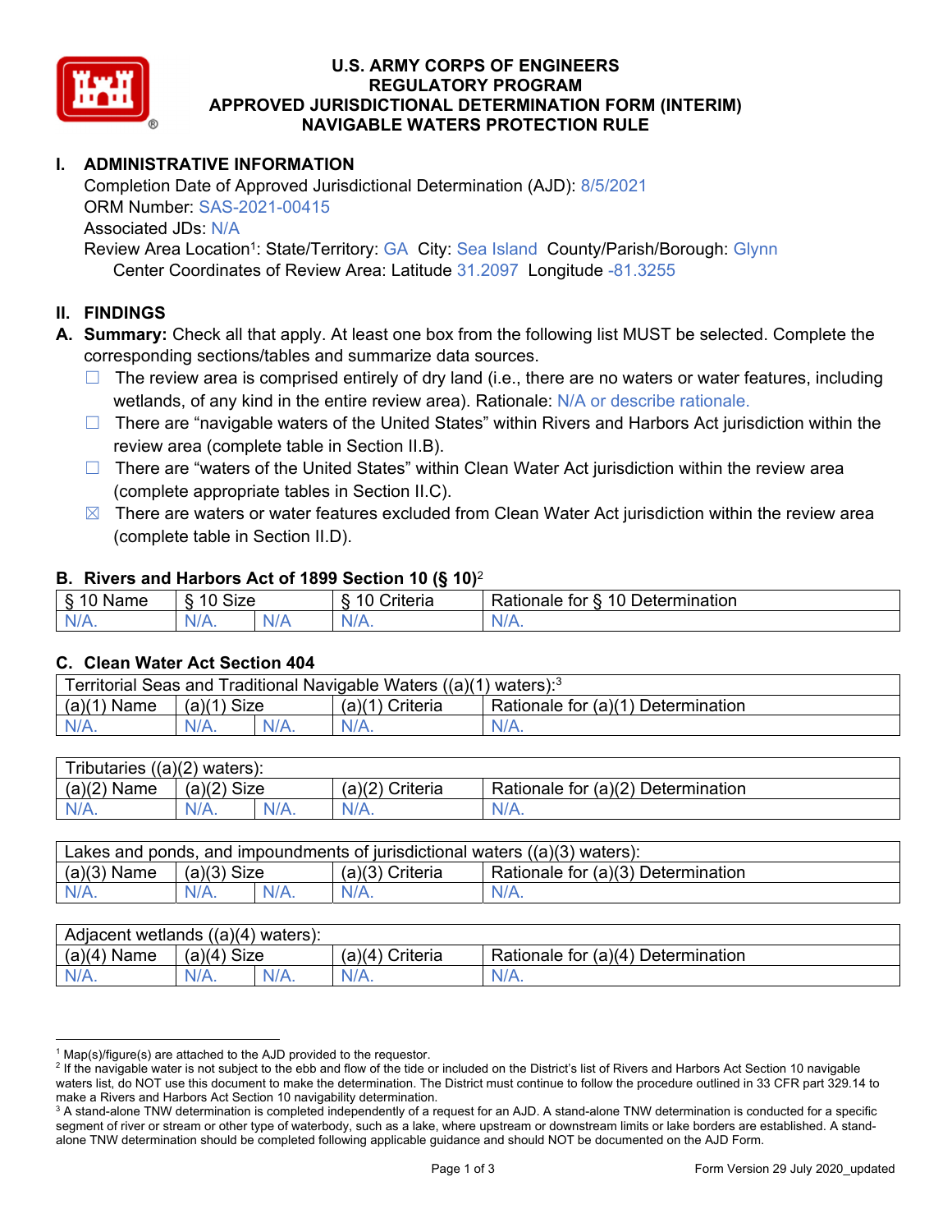# U.S. ARMY CORPS OF ENGINEERS
# REGULATORY PROGRAM
# APPROVED JURISDICTIONAL DETERMINATION FORM (INTERIM)
# NAVIGABLE WATERS PROTECTION RULE

## I. ADMINISTRATIVE INFORMATION

Completion Date of Approved Jurisdictional Determination (AJD): 8/5/2021
ORM Number: SAS-2021-00415
Associated JDs: N/A
Review Area Location[1]: State/Territory: GA City: Sea Island County/Parish/Borough: Glynn
Center Coordinates of Review Area: Latitude 31.2097 Longitude -81.3255

## II. FINDINGS

**A. Summary:** Check all that apply. At least one box from the following list MUST be selected. Complete the corresponding sections/tables and summarize data sources.

- ☐ The review area is comprised entirely of dry land (i.e., there are no waters or water features, including wetlands, of any kind in the entire review area). Rationale: N/A or describe rationale.
- ☐ There are "navigable waters of the United States" within Rivers and Harbors Act jurisdiction within the review area (complete table in Section II.B).
- ☐ There are "waters of the United States" within Clean Water Act jurisdiction within the review area (complete appropriate tables in Section II.C).
- ☒ There are waters or water features excluded from Clean Water Act jurisdiction within the review area (complete table in Section II.D).

### B. Rivers and Harbors Act of 1899 Section 10 (§ 10)[2]

| § 10 Name | § 10 Size | | § 10 Criteria | Rationale for § 10 Determination |
|---|---|---|---|---|
| N/A. | N/A. | N/A | N/A. | N/A. |

### C. Clean Water Act Section 404

| Territorial Seas and Traditional Navigable Waters ((a)(1) waters):[3] | | | | |
|---|---|---|---|---|
| (a)(1) Name | (a)(1) Size | | (a)(1) Criteria | Rationale for (a)(1) Determination |
| N/A. | N/A. | N/A. | N/A. | N/A. |

| Tributaries ((a)(2) waters): | | | | |
|---|---|---|---|---|
| (a)(2) Name | (a)(2) Size | | (a)(2) Criteria | Rationale for (a)(2) Determination |
| N/A. | N/A. | N/A. | N/A. | N/A. |

| Lakes and ponds, and impoundments of jurisdictional waters ((a)(3) waters): | | | | |
|---|---|---|---|---|
| (a)(3) Name | (a)(3) Size | | (a)(3) Criteria | Rationale for (a)(3) Determination |
| N/A. | N/A. | N/A. | N/A. | N/A. |

| Adjacent wetlands ((a)(4) waters): | | | | |
|---|---|---|---|---|
| (a)(4) Name | (a)(4) Size | | (a)(4) Criteria | Rationale for (a)(4) Determination |
| N/A. | N/A. | N/A. | N/A. | N/A. |

---

[1] Map(s)/figure(s) are attached to the AJD provided to the requestor.
[2] If the navigable water is not subject to the ebb and flow of the tide or included on the District's list of Rivers and Harbors Act Section 10 navigable waters list, do NOT use this document to make the determination. The District must continue to follow the procedure outlined in 33 CFR part 329.14 to make a Rivers and Harbors Act Section 10 navigability determination.
[3] A stand-alone TNW determination is completed independently of a request for an AJD. A stand-alone TNW determination is conducted for a specific segment of river or stream or other type of waterbody, such as a lake, where upstream or downstream limits or lake borders are established. A stand-alone TNW determination should be completed following applicable guidance and should NOT be documented on the AJD Form.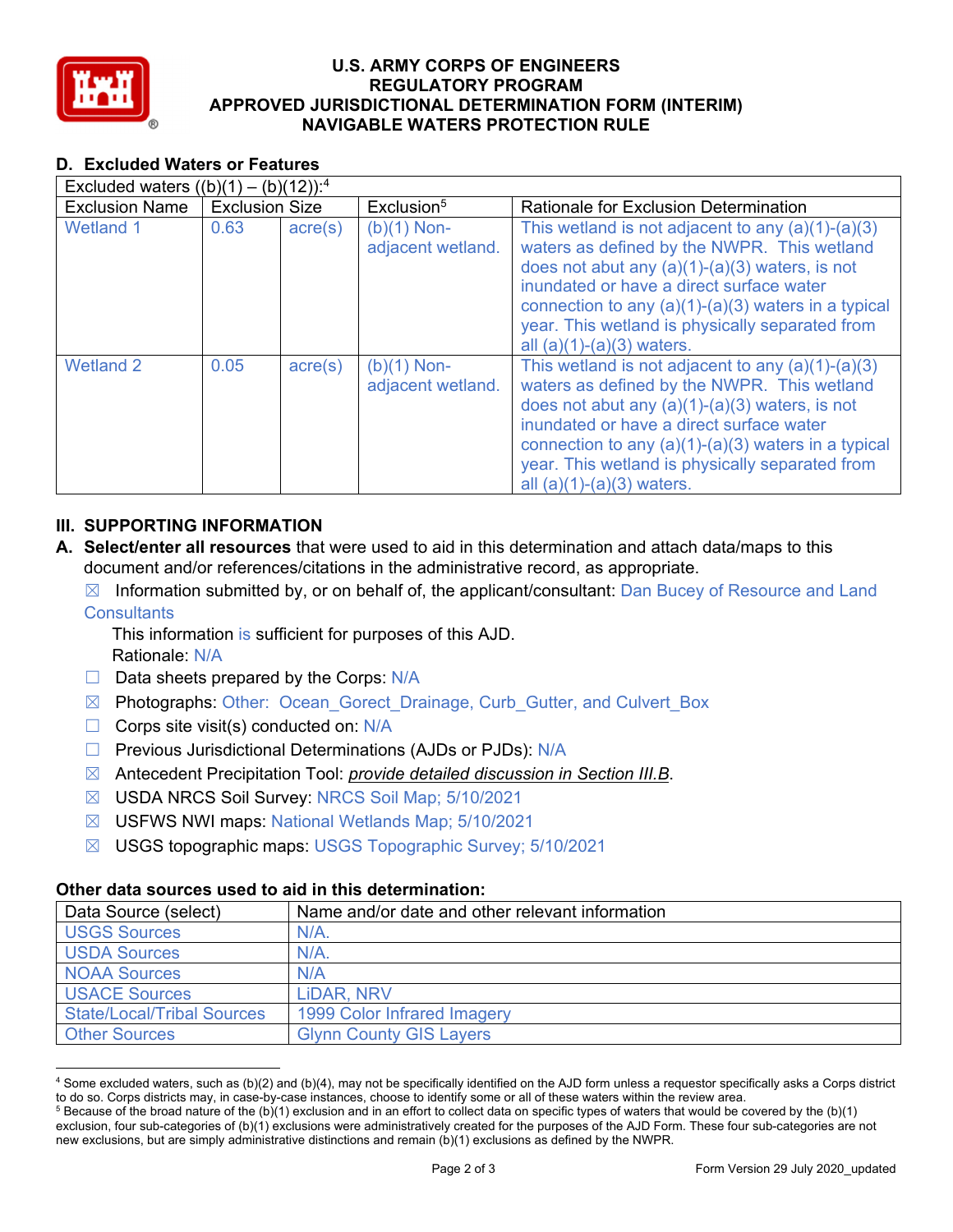**U.S. ARMY CORPS OF ENGINEERS**
**REGULATORY PROGRAM**
**APPROVED JURISDICTIONAL DETERMINATION FORM (INTERIM)**
**NAVIGABLE WATERS PROTECTION RULE**

## D. Excluded Waters or Features

| Excluded waters ((b)(1) – (b)(12)):[4] | | | | |
|---|---|---|---|---|
| Exclusion Name | Exclusion Size | | Exclusion[5] | Rationale for Exclusion Determination |
| Wetland 1 | 0.63 | acre(s) | (b)(1) Non-adjacent wetland. | This wetland is not adjacent to any (a)(1)-(a)(3) waters as defined by the NWPR. This wetland does not abut any (a)(1)-(a)(3) waters, is not inundated or have a direct surface water connection to any (a)(1)-(a)(3) waters in a typical year. This wetland is physically separated from all (a)(1)-(a)(3) waters. |
| Wetland 2 | 0.05 | acre(s) | (b)(1) Non-adjacent wetland. | This wetland is not adjacent to any (a)(1)-(a)(3) waters as defined by the NWPR. This wetland does not abut any (a)(1)-(a)(3) waters, is not inundated or have a direct surface water connection to any (a)(1)-(a)(3) waters in a typical year. This wetland is physically separated from all (a)(1)-(a)(3) waters. |

## III. SUPPORTING INFORMATION

**A. Select/enter all resources** that were used to aid in this determination and attach data/maps to this document and/or references/citations in the administrative record, as appropriate.

☒ Information submitted by, or on behalf of, the applicant/consultant: Dan Bucey of Resource and Land Consultants

This information is sufficient for purposes of this AJD.
Rationale: N/A

☐ Data sheets prepared by the Corps: N/A

☒ Photographs: Other: Ocean_Gorect_Drainage, Curb_Gutter, and Culvert_Box

☐ Corps site visit(s) conducted on: N/A

☐ Previous Jurisdictional Determinations (AJDs or PJDs): N/A

☒ Antecedent Precipitation Tool: *provide detailed discussion in Section III.B*.

☒ USDA NRCS Soil Survey: NRCS Soil Map; 5/10/2021

☒ USFWS NWI maps: National Wetlands Map; 5/10/2021

☒ USGS topographic maps: USGS Topographic Survey; 5/10/2021

### Other data sources used to aid in this determination:

| Data Source (select) | Name and/or date and other relevant information |
|---|---|
| USGS Sources | N/A. |
| USDA Sources | N/A. |
| NOAA Sources | N/A |
| USACE Sources | LiDAR, NRV |
| State/Local/Tribal Sources | 1999 Color Infrared Imagery |
| Other Sources | Glynn County GIS Layers |

[4] Some excluded waters, such as (b)(2) and (b)(4), may not be specifically identified on the AJD form unless a requestor specifically asks a Corps district to do so. Corps districts may, in case-by-case instances, choose to identify some or all of these waters within the review area.

[5] Because of the broad nature of the (b)(1) exclusion and in an effort to collect data on specific types of waters that would be covered by the (b)(1) exclusion, four sub-categories of (b)(1) exclusions were administratively created for the purposes of the AJD Form. These four sub-categories are not new exclusions, but are simply administrative distinctions and remain (b)(1) exclusions as defined by the NWPR.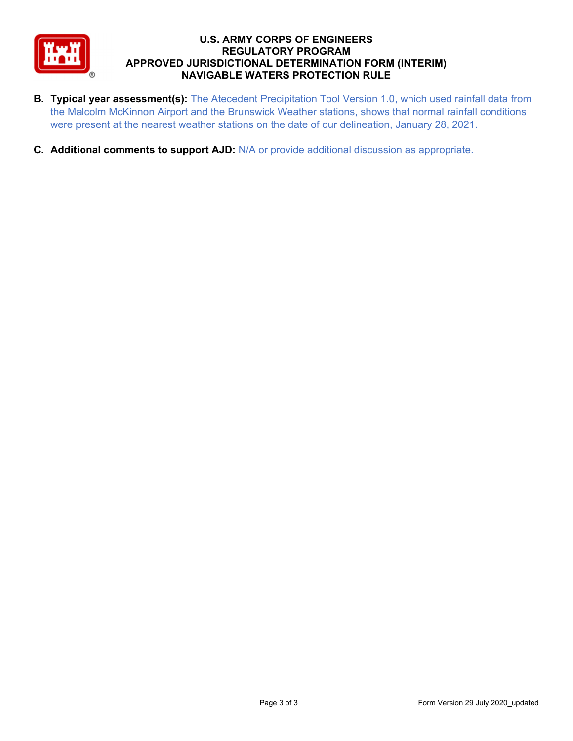**B. Typical year assessment(s):** The Atecedent Precipitation Tool Version 1.0, which used rainfall data from the Malcolm McKinnon Airport and the Brunswick Weather stations, shows that normal rainfall conditions were present at the nearest weather stations on the date of our delineation, January 28, 2021.

**C. Additional comments to support AJD:** N/A or provide additional discussion as appropriate.